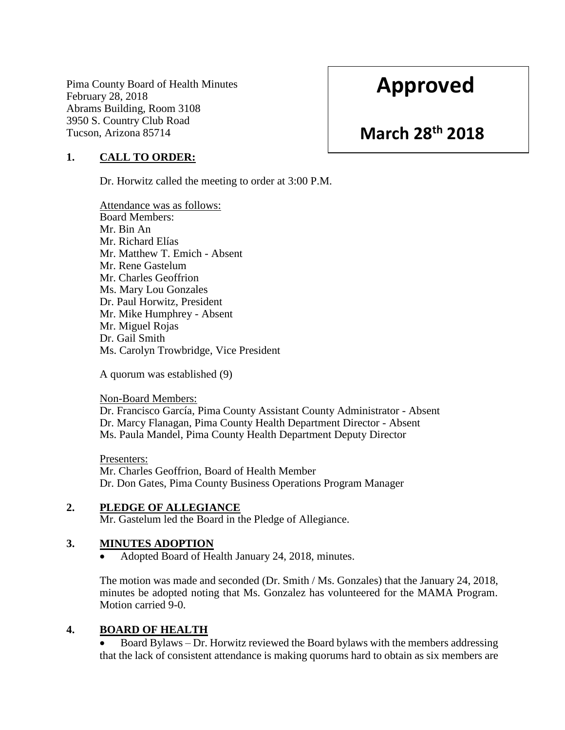Pima County Board of Health Minutes
February 28, 2018
Abrams Building, Room 3108
3950 S. Country Club Road
Tucson, Arizona 85714

**Approved**

**March 28th 2018**

## 1. CALL TO ORDER:

Dr. Horwitz called the meeting to order at 3:00 P.M.

Attendance was as follows:
Board Members:
Mr. Bin An
Mr. Richard Elías
Mr. Matthew T. Emich - Absent
Mr. Rene Gastelum
Mr. Charles Geoffrion
Ms. Mary Lou Gonzales
Dr. Paul Horwitz, President
Mr. Mike Humphrey - Absent
Mr. Miguel Rojas
Dr. Gail Smith
Ms. Carolyn Trowbridge, Vice President

A quorum was established (9)

Non-Board Members:
Dr. Francisco García, Pima County Assistant County Administrator - Absent
Dr. Marcy Flanagan, Pima County Health Department Director - Absent
Ms. Paula Mandel, Pima County Health Department Deputy Director

Presenters:
Mr. Charles Geoffrion, Board of Health Member
Dr. Don Gates, Pima County Business Operations Program Manager

## 2. PLEDGE OF ALLEGIANCE

Mr. Gastelum led the Board in the Pledge of Allegiance.

## 3. MINUTES ADOPTION

- Adopted Board of Health January 24, 2018, minutes.

The motion was made and seconded (Dr. Smith / Ms. Gonzales) that the January 24, 2018, minutes be adopted noting that Ms. Gonzalez has volunteered for the MAMA Program. Motion carried 9-0.

## 4. BOARD OF HEALTH

- Board Bylaws – Dr. Horwitz reviewed the Board bylaws with the members addressing that the lack of consistent attendance is making quorums hard to obtain as six members are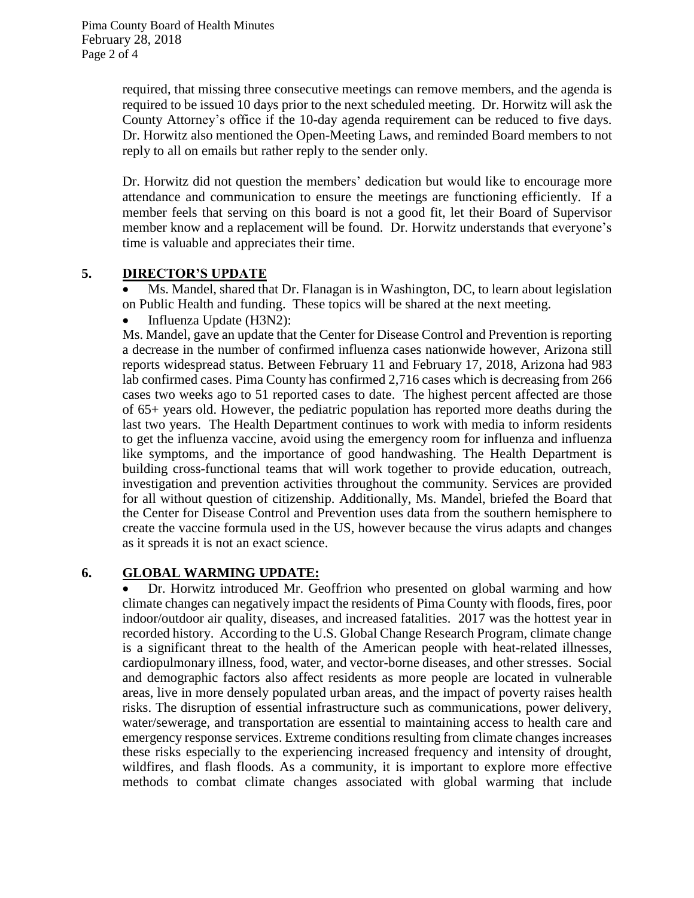required, that missing three consecutive meetings can remove members, and the agenda is required to be issued 10 days prior to the next scheduled meeting. Dr. Horwitz will ask the County Attorney's office if the 10-day agenda requirement can be reduced to five days. Dr. Horwitz also mentioned the Open-Meeting Laws, and reminded Board members to not reply to all on emails but rather reply to the sender only.

Dr. Horwitz did not question the members' dedication but would like to encourage more attendance and communication to ensure the meetings are functioning efficiently. If a member feels that serving on this board is not a good fit, let their Board of Supervisor member know and a replacement will be found. Dr. Horwitz understands that everyone's time is valuable and appreciates their time.

## 5. DIRECTOR'S UPDATE

- Ms. Mandel, shared that Dr. Flanagan is in Washington, DC, to learn about legislation on Public Health and funding. These topics will be shared at the next meeting.
- Influenza Update (H3N2):

Ms. Mandel, gave an update that the Center for Disease Control and Prevention is reporting a decrease in the number of confirmed influenza cases nationwide however, Arizona still reports widespread status. Between February 11 and February 17, 2018, Arizona had 983 lab confirmed cases. Pima County has confirmed 2,716 cases which is decreasing from 266 cases two weeks ago to 51 reported cases to date. The highest percent affected are those of 65+ years old. However, the pediatric population has reported more deaths during the last two years. The Health Department continues to work with media to inform residents to get the influenza vaccine, avoid using the emergency room for influenza and influenza like symptoms, and the importance of good handwashing. The Health Department is building cross-functional teams that will work together to provide education, outreach, investigation and prevention activities throughout the community. Services are provided for all without question of citizenship. Additionally, Ms. Mandel, briefed the Board that the Center for Disease Control and Prevention uses data from the southern hemisphere to create the vaccine formula used in the US, however because the virus adapts and changes as it spreads it is not an exact science.

## 6. GLOBAL WARMING UPDATE:

- Dr. Horwitz introduced Mr. Geoffrion who presented on global warming and how climate changes can negatively impact the residents of Pima County with floods, fires, poor indoor/outdoor air quality, diseases, and increased fatalities. 2017 was the hottest year in recorded history. According to the U.S. Global Change Research Program, climate change is a significant threat to the health of the American people with heat-related illnesses, cardiopulmonary illness, food, water, and vector-borne diseases, and other stresses. Social and demographic factors also affect residents as more people are located in vulnerable areas, live in more densely populated urban areas, and the impact of poverty raises health risks. The disruption of essential infrastructure such as communications, power delivery, water/sewerage, and transportation are essential to maintaining access to health care and emergency response services. Extreme conditions resulting from climate changes increases these risks especially to the experiencing increased frequency and intensity of drought, wildfires, and flash floods. As a community, it is important to explore more effective methods to combat climate changes associated with global warming that include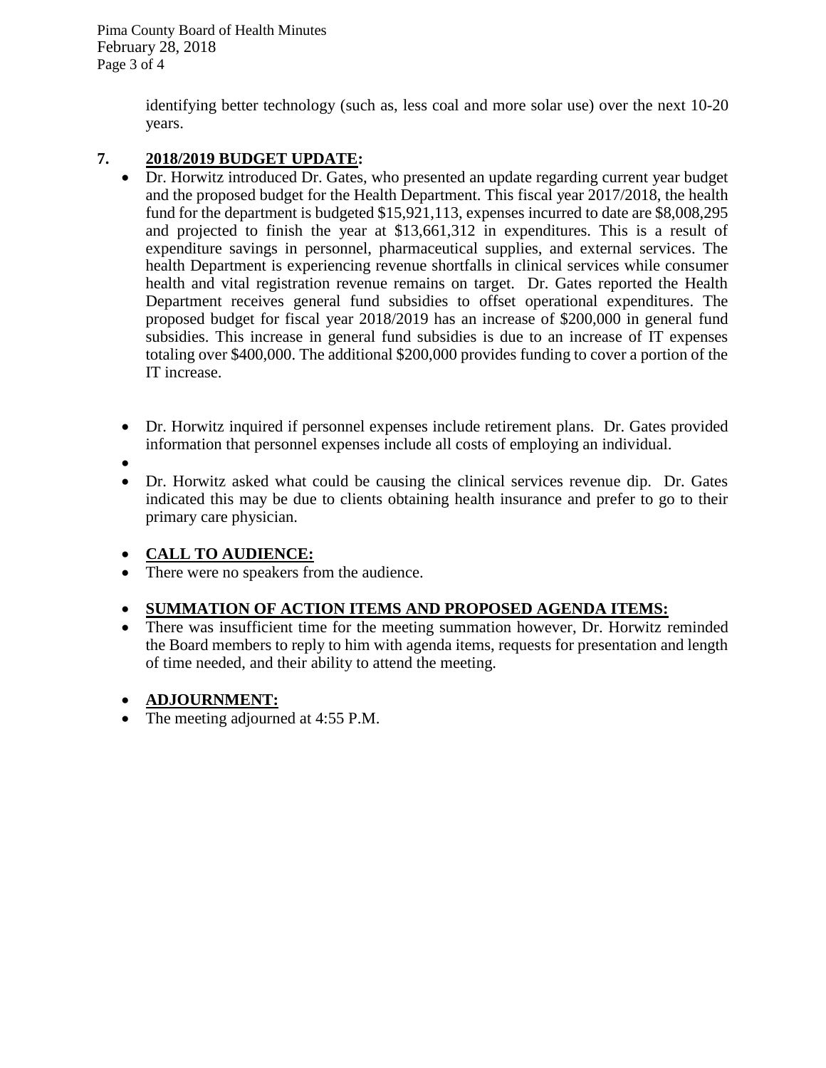identifying better technology (such as, less coal and more solar use) over the next 10-20 years.

## 7. 2018/2019 BUDGET UPDATE:

- Dr. Horwitz introduced Dr. Gates, who presented an update regarding current year budget and the proposed budget for the Health Department. This fiscal year 2017/2018, the health fund for the department is budgeted $15,921,113, expenses incurred to date are $8,008,295 and projected to finish the year at $13,661,312 in expenditures. This is a result of expenditure savings in personnel, pharmaceutical supplies, and external services. The health Department is experiencing revenue shortfalls in clinical services while consumer health and vital registration revenue remains on target. Dr. Gates reported the Health Department receives general fund subsidies to offset operational expenditures. The proposed budget for fiscal year 2018/2019 has an increase of $200,000 in general fund subsidies. This increase in general fund subsidies is due to an increase of IT expenses totaling over $400,000. The additional $200,000 provides funding to cover a portion of the IT increase.

- Dr. Horwitz inquired if personnel expenses include retirement plans. Dr. Gates provided information that personnel expenses include all costs of employing an individual.
- Dr. Horwitz asked what could be causing the clinical services revenue dip. Dr. Gates indicated this may be due to clients obtaining health insurance and prefer to go to their primary care physician.

- **CALL TO AUDIENCE:**
- There were no speakers from the audience.

- **SUMMATION OF ACTION ITEMS AND PROPOSED AGENDA ITEMS:**
- There was insufficient time for the meeting summation however, Dr. Horwitz reminded the Board members to reply to him with agenda items, requests for presentation and length of time needed, and their ability to attend the meeting.

- **ADJOURNMENT:**
- The meeting adjourned at 4:55 P.M.